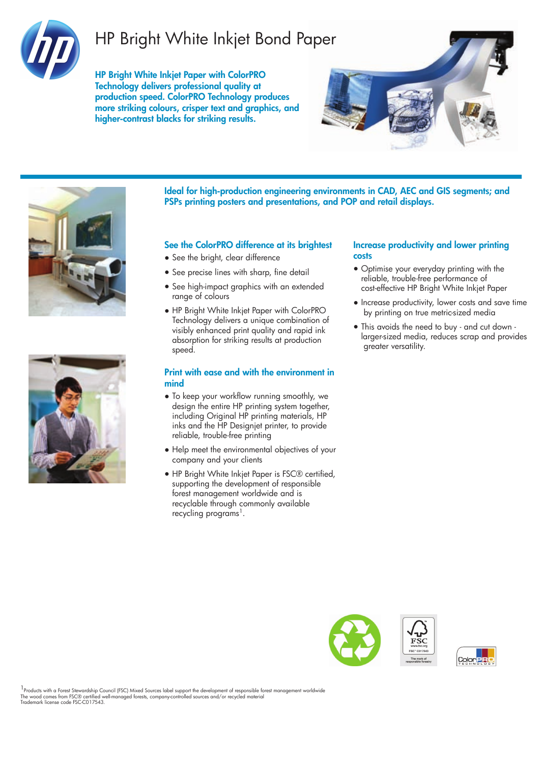# HP Bright White Inkjet Bond Paper

**HP Bright White Inkjet Paper with ColorPRO Technology delivers professional quality at production speed. ColorPRO Technology produces more striking colours, crisper text and graphics, and higher-contrast blacks for striking results.**

**Ideal for high-production engineering environments in CAD, AEC and GIS segments; and PSPs printing posters and presentations, and POP and retail displays.**

## See the ColorPRO difference at its brightest

- See the bright, clear difference
- See precise lines with sharp, fine detail
- See high-impact graphics with an extended range of colours
- HP Bright White Inkjet Paper with ColorPRO Technology delivers a unique combination of visibly enhanced print quality and rapid ink absorption for striking results at production speed.

## Print with ease and with the environment in mind

- To keep your workflow running smoothly, we design the entire HP printing system together, including Original HP printing materials, HP inks and the HP Designjet printer, to provide reliable, trouble-free printing
- Help meet the environmental objectives of your company and your clients
- HP Bright White Inkjet Paper is FSC® certified, supporting the development of responsible forest management worldwide and is recyclable through commonly available recycling programs[1].

## Increase productivity and lower printing costs

- Optimise your everyday printing with the reliable, trouble-free performance of cost-effective HP Bright White Inkjet Paper
- Increase productivity, lower costs and save time by printing on true metric-sized media
- This avoids the need to buy - and cut down - larger-sized media, reduces scrap and provides greater versatility.

[1] Products with a Forest Stewardship Council (FSC) Mixed Sources label support the development of responsible forest management worldwide
The wood comes from FSC® certified well-managed forests, company-controlled sources and/or recycled material
Trademark license code FSC-C017543.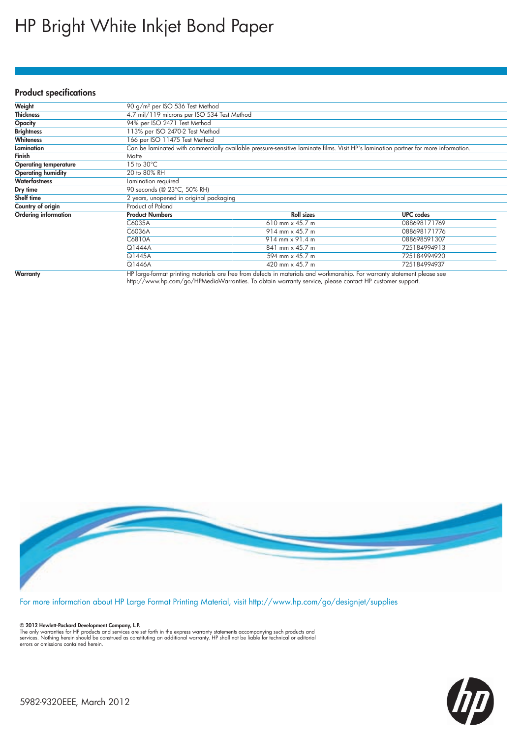# HP Bright White Inkjet Bond Paper

## Product specifications

| | | | |
|---|---|---|---|
| **Weight** | 90 g/m² per ISO 536 Test Method | | |
| **Thickness** | 4.7 mil/119 microns per ISO 534 Test Method | | |
| **Opacity** | 94% per ISO 2471 Test Method | | |
| **Brightness** | 113% per ISO 2470-2 Test Method | | |
| **Whiteness** | 166 per ISO 11475 Test Method | | |
| **Lamination** | Can be laminated with commercially available pressure-sensitive laminate films. Visit HP's lamination partner for more information. | | |
| **Finish** | Matte | | |
| **Operating temperature** | 15 to 30°C | | |
| **Operating humidity** | 20 to 80% RH | | |
| **Waterfastness** | Lamination required | | |
| **Dry time** | 90 seconds (@ 23°C, 50% RH) | | |
| **Shelf time** | 2 years, unopened in original packaging | | |
| **Country of origin** | Product of Poland | | |
| **Ordering information** | **Product Numbers** | **Roll sizes** | **UPC codes** |
| | C6035A | 610 mm x 45.7 m | 088698171769 |
| | C6036A | 914 mm x 45.7 m | 088698171776 |
| | C6810A | 914 mm x 91.4 m | 088698591307 |
| | Q1444A | 841 mm x 45.7 m | 725184994913 |
| | Q1445A | 594 mm x 45.7 m | 725184994920 |
| | Q1446A | 420 mm x 45.7 m | 725184994937 |
| **Warranty** | HP large-format printing materials are free from defects in materials and workmanship. For warranty statement please see http://www.hp.com/go/HPMediaWarranties. To obtain warranty service, please contact HP customer support. | | |

For more information about HP Large Format Printing Material, visit http://www.hp.com/go/designjet/supplies

**© 2012 Hewlett-Packard Development Company, L.P.**
The only warranties for HP products and services are set forth in the express warranty statements accompanying such products and services. Nothing herein should be construed as constituting an additional warranty. HP shall not be liable for technical or editorial errors or omissions contained herein.

5982-9320EEE, March 2012